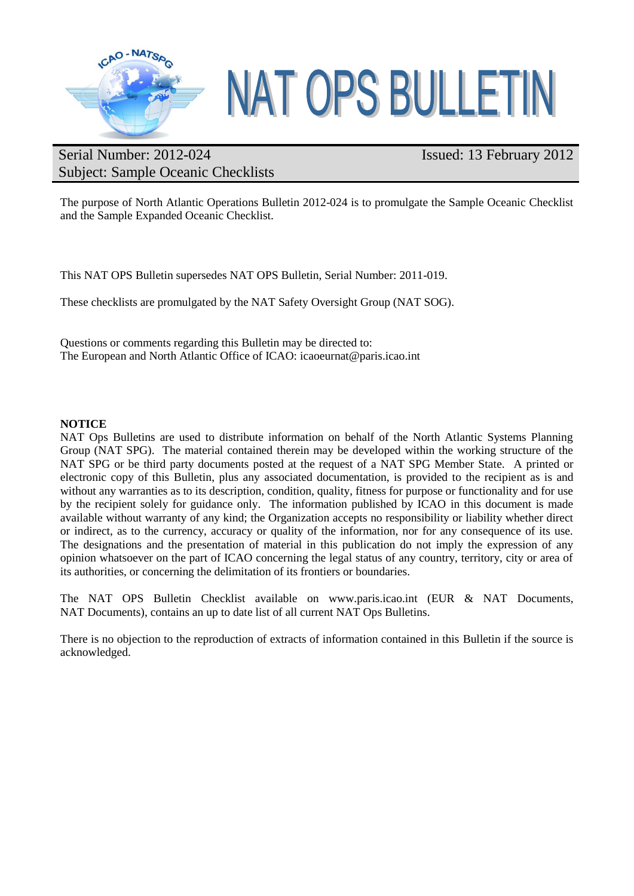# NAT OPS BULLETIN

Serial Number: 2012-024
Subject: Sample Oceanic Checklists

Issued: 13 February 2012

The purpose of North Atlantic Operations Bulletin 2012-024 is to promulgate the Sample Oceanic Checklist and the Sample Expanded Oceanic Checklist.

This NAT OPS Bulletin supersedes NAT OPS Bulletin, Serial Number: 2011-019.

These checklists are promulgated by the NAT Safety Oversight Group (NAT SOG).

Questions or comments regarding this Bulletin may be directed to:
The European and North Atlantic Office of ICAO: icaoeurnat@paris.icao.int

**NOTICE**
NAT Ops Bulletins are used to distribute information on behalf of the North Atlantic Systems Planning Group (NAT SPG). The material contained therein may be developed within the working structure of the NAT SPG or be third party documents posted at the request of a NAT SPG Member State. A printed or electronic copy of this Bulletin, plus any associated documentation, is provided to the recipient as is and without any warranties as to its description, condition, quality, fitness for purpose or functionality and for use by the recipient solely for guidance only. The information published by ICAO in this document is made available without warranty of any kind; the Organization accepts no responsibility or liability whether direct or indirect, as to the currency, accuracy or quality of the information, nor for any consequence of its use. The designations and the presentation of material in this publication do not imply the expression of any opinion whatsoever on the part of ICAO concerning the legal status of any country, territory, city or area of its authorities, or concerning the delimitation of its frontiers or boundaries.

The NAT OPS Bulletin Checklist available on www.paris.icao.int (EUR & NAT Documents, NAT Documents), contains an up to date list of all current NAT Ops Bulletins.

There is no objection to the reproduction of extracts of information contained in this Bulletin if the source is acknowledged.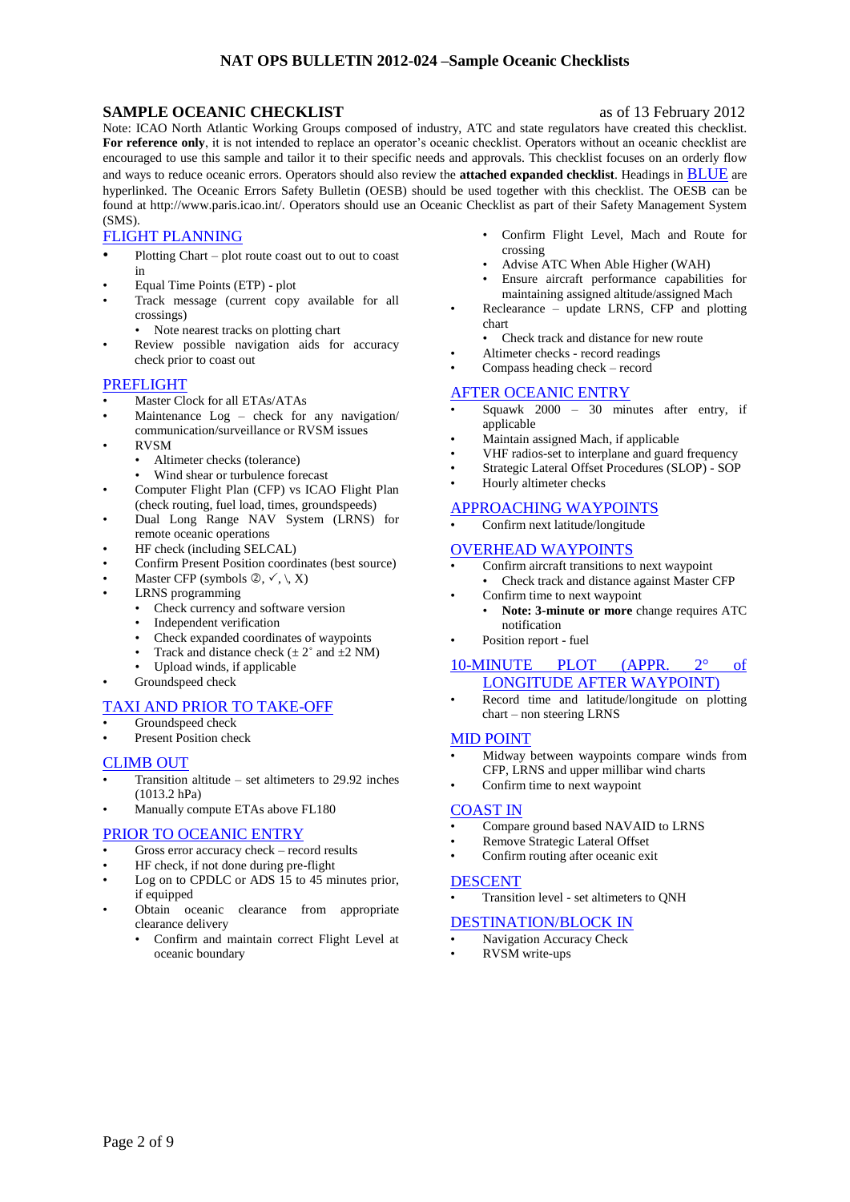## SAMPLE OCEANIC CHECKLIST

as of 13 February 2012

Note: ICAO North Atlantic Working Groups composed of industry, ATC and state regulators have created this checklist. **For reference only**, it is not intended to replace an operator's oceanic checklist. Operators without an oceanic checklist are encouraged to use this sample and tailor it to their specific needs and approvals. This checklist focuses on an orderly flow and ways to reduce oceanic errors. Operators should also review the **attached expanded checklist**. Headings in BLUE are hyperlinked. The Oceanic Errors Safety Bulletin (OESB) should be used together with this checklist. The OESB can be found at http://www.paris.icao.int/. Operators should use an Oceanic Checklist as part of their Safety Management System (SMS).

### FLIGHT PLANNING

- Plotting Chart – plot route coast out to out to coast in
- Equal Time Points (ETP) - plot
- Track message (current copy available for all crossings)
    - Note nearest tracks on plotting chart
- Review possible navigation aids for accuracy check prior to coast out

### PREFLIGHT

- Master Clock for all ETAs/ATAs
- Maintenance Log – check for any navigation/ communication/surveillance or RVSM issues
- RVSM
    - Altimeter checks (tolerance)
    - Wind shear or turbulence forecast
- Computer Flight Plan (CFP) vs ICAO Flight Plan (check routing, fuel load, times, groundspeeds)
- Dual Long Range NAV System (LRNS) for remote oceanic operations
- HF check (including SELCAL)
- Confirm Present Position coordinates (best source)
- Master CFP (symbols ②, ✓, \, X)
- LRNS programming
    - Check currency and software version
    - Independent verification
    - Check expanded coordinates of waypoints
    - Track and distance check (± 2˚ and ±2 NM)
    - Upload winds, if applicable
- Groundspeed check

### TAXI AND PRIOR TO TAKE-OFF

- Groundspeed check
- Present Position check

### CLIMB OUT

- Transition altitude – set altimeters to 29.92 inches (1013.2 hPa)
- Manually compute ETAs above FL180

### PRIOR TO OCEANIC ENTRY

- Gross error accuracy check – record results
- HF check, if not done during pre-flight
- Log on to CPDLC or ADS 15 to 45 minutes prior, if equipped
- Obtain oceanic clearance from appropriate clearance delivery
    - Confirm and maintain correct Flight Level at oceanic boundary
    - Confirm Flight Level, Mach and Route for crossing
    - Advise ATC When Able Higher (WAH)
    - Ensure aircraft performance capabilities for maintaining assigned altitude/assigned Mach
- Reclearance – update LRNS, CFP and plotting chart
    - Check track and distance for new route
- Altimeter checks - record readings
- Compass heading check – record

### AFTER OCEANIC ENTRY

- Squawk 2000 – 30 minutes after entry, if applicable
- Maintain assigned Mach, if applicable
- VHF radios-set to interplane and guard frequency
- Strategic Lateral Offset Procedures (SLOP) - SOP
- Hourly altimeter checks

### APPROACHING WAYPOINTS

- Confirm next latitude/longitude

### OVERHEAD WAYPOINTS

- Confirm aircraft transitions to next waypoint
    - Check track and distance against Master CFP
- Confirm time to next waypoint
    - **Note: 3-minute or more** change requires ATC notification
- Position report - fuel

### 10-MINUTE PLOT (APPR. 2° of LONGITUDE AFTER WAYPOINT)

- Record time and latitude/longitude on plotting chart – non steering LRNS

### MID POINT

- Midway between waypoints compare winds from CFP, LRNS and upper millibar wind charts
- Confirm time to next waypoint

### COAST IN

- Compare ground based NAVAID to LRNS
- Remove Strategic Lateral Offset
- Confirm routing after oceanic exit

### DESCENT

- Transition level - set altimeters to QNH

### DESTINATION/BLOCK IN

- Navigation Accuracy Check
- RVSM write-ups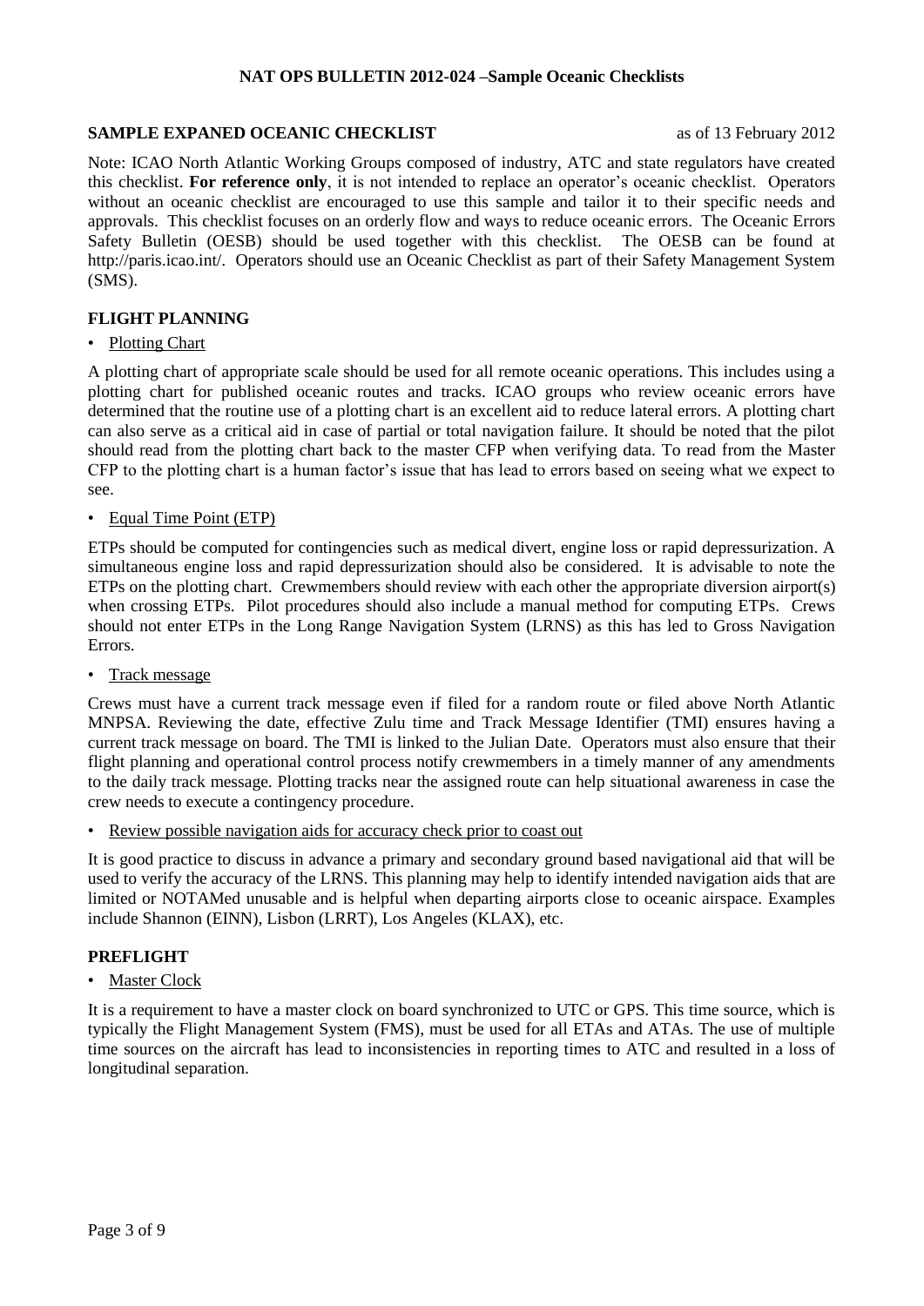## SAMPLE EXPANED OCEANIC CHECKLIST

as of 13 February 2012

Note: ICAO North Atlantic Working Groups composed of industry, ATC and state regulators have created this checklist. **For reference only**, it is not intended to replace an operator's oceanic checklist. Operators without an oceanic checklist are encouraged to use this sample and tailor it to their specific needs and approvals. This checklist focuses on an orderly flow and ways to reduce oceanic errors. The Oceanic Errors Safety Bulletin (OESB) should be used together with this checklist. The OESB can be found at http://paris.icao.int/. Operators should use an Oceanic Checklist as part of their Safety Management System (SMS).

### FLIGHT PLANNING

- Plotting Chart

A plotting chart of appropriate scale should be used for all remote oceanic operations. This includes using a plotting chart for published oceanic routes and tracks. ICAO groups who review oceanic errors have determined that the routine use of a plotting chart is an excellent aid to reduce lateral errors. A plotting chart can also serve as a critical aid in case of partial or total navigation failure. It should be noted that the pilot should read from the plotting chart back to the master CFP when verifying data. To read from the Master CFP to the plotting chart is a human factor's issue that has lead to errors based on seeing what we expect to see.

- Equal Time Point (ETP)

ETPs should be computed for contingencies such as medical divert, engine loss or rapid depressurization. A simultaneous engine loss and rapid depressurization should also be considered. It is advisable to note the ETPs on the plotting chart. Crewmembers should review with each other the appropriate diversion airport(s) when crossing ETPs. Pilot procedures should also include a manual method for computing ETPs. Crews should not enter ETPs in the Long Range Navigation System (LRNS) as this has led to Gross Navigation Errors.

- Track message

Crews must have a current track message even if filed for a random route or filed above North Atlantic MNPSA. Reviewing the date, effective Zulu time and Track Message Identifier (TMI) ensures having a current track message on board. The TMI is linked to the Julian Date. Operators must also ensure that their flight planning and operational control process notify crewmembers in a timely manner of any amendments to the daily track message. Plotting tracks near the assigned route can help situational awareness in case the crew needs to execute a contingency procedure.

- Review possible navigation aids for accuracy check prior to coast out

It is good practice to discuss in advance a primary and secondary ground based navigational aid that will be used to verify the accuracy of the LRNS. This planning may help to identify intended navigation aids that are limited or NOTAMed unusable and is helpful when departing airports close to oceanic airspace. Examples include Shannon (EINN), Lisbon (LRRT), Los Angeles (KLAX), etc.

### PREFLIGHT

- Master Clock

It is a requirement to have a master clock on board synchronized to UTC or GPS. This time source, which is typically the Flight Management System (FMS), must be used for all ETAs and ATAs. The use of multiple time sources on the aircraft has lead to inconsistencies in reporting times to ATC and resulted in a loss of longitudinal separation.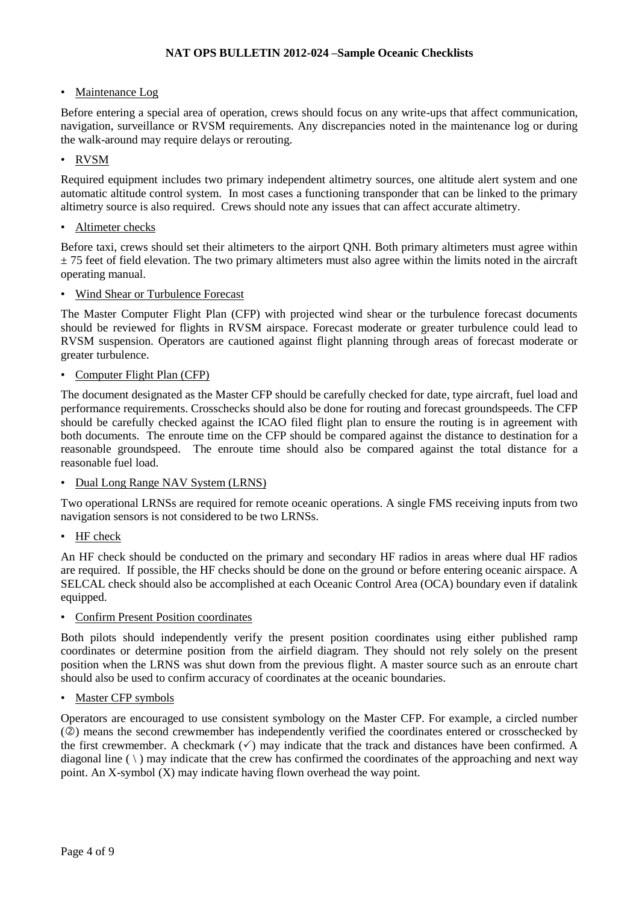- Maintenance Log

Before entering a special area of operation, crews should focus on any write-ups that affect communication, navigation, surveillance or RVSM requirements. Any discrepancies noted in the maintenance log or during the walk-around may require delays or rerouting.

- RVSM

Required equipment includes two primary independent altimetry sources, one altitude alert system and one automatic altitude control system. In most cases a functioning transponder that can be linked to the primary altimetry source is also required. Crews should note any issues that can affect accurate altimetry.

- Altimeter checks

Before taxi, crews should set their altimeters to the airport QNH. Both primary altimeters must agree within ± 75 feet of field elevation. The two primary altimeters must also agree within the limits noted in the aircraft operating manual.

- Wind Shear or Turbulence Forecast

The Master Computer Flight Plan (CFP) with projected wind shear or the turbulence forecast documents should be reviewed for flights in RVSM airspace. Forecast moderate or greater turbulence could lead to RVSM suspension. Operators are cautioned against flight planning through areas of forecast moderate or greater turbulence.

- Computer Flight Plan (CFP)

The document designated as the Master CFP should be carefully checked for date, type aircraft, fuel load and performance requirements. Crosschecks should also be done for routing and forecast groundspeeds. The CFP should be carefully checked against the ICAO filed flight plan to ensure the routing is in agreement with both documents. The enroute time on the CFP should be compared against the distance to destination for a reasonable groundspeed. The enroute time should also be compared against the total distance for a reasonable fuel load.

- Dual Long Range NAV System (LRNS)

Two operational LRNSs are required for remote oceanic operations. A single FMS receiving inputs from two navigation sensors is not considered to be two LRNSs.

- HF check

An HF check should be conducted on the primary and secondary HF radios in areas where dual HF radios are required. If possible, the HF checks should be done on the ground or before entering oceanic airspace. A SELCAL check should also be accomplished at each Oceanic Control Area (OCA) boundary even if datalink equipped.

- Confirm Present Position coordinates

Both pilots should independently verify the present position coordinates using either published ramp coordinates or determine position from the airfield diagram. They should not rely solely on the present position when the LRNS was shut down from the previous flight. A master source such as an enroute chart should also be used to confirm accuracy of coordinates at the oceanic boundaries.

- Master CFP symbols

Operators are encouraged to use consistent symbology on the Master CFP. For example, a circled number (②) means the second crewmember has independently verified the coordinates entered or crosschecked by the first crewmember. A checkmark (✓) may indicate that the track and distances have been confirmed. A diagonal line ( \ ) may indicate that the crew has confirmed the coordinates of the approaching and next way point. An X-symbol (X) may indicate having flown overhead the way point.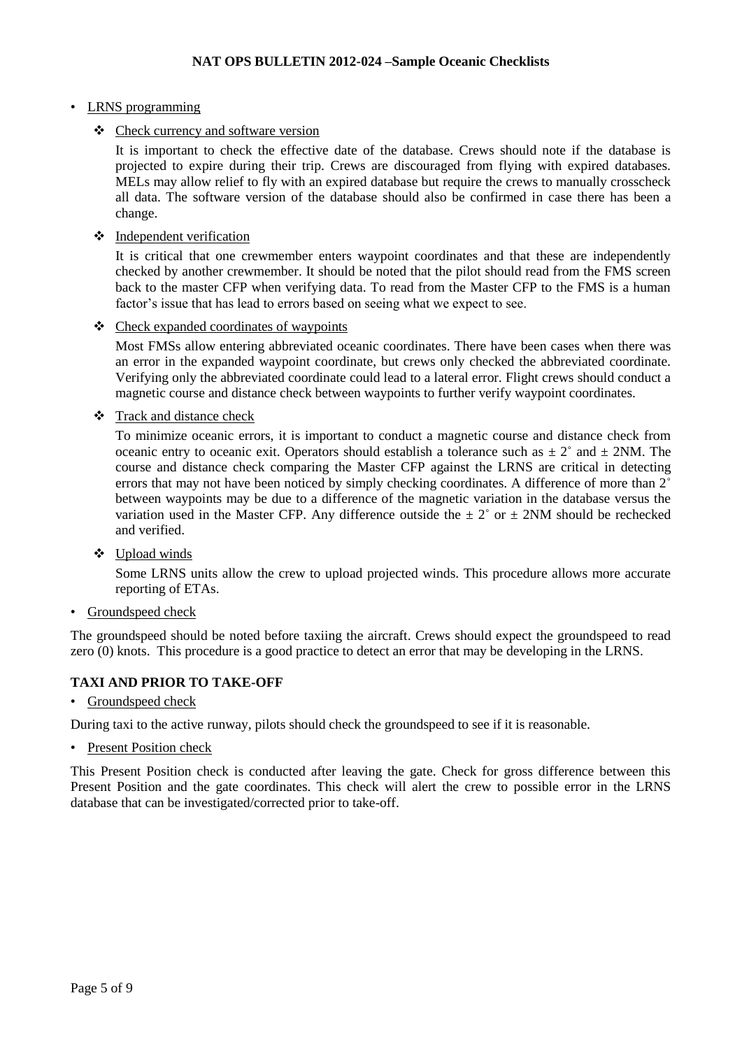- LRNS programming
  - Check currency and software version

    It is important to check the effective date of the database. Crews should note if the database is projected to expire during their trip. Crews are discouraged from flying with expired databases. MELs may allow relief to fly with an expired database but require the crews to manually crosscheck all data. The software version of the database should also be confirmed in case there has been a change.

  - Independent verification

    It is critical that one crewmember enters waypoint coordinates and that these are independently checked by another crewmember. It should be noted that the pilot should read from the FMS screen back to the master CFP when verifying data. To read from the Master CFP to the FMS is a human factor's issue that has lead to errors based on seeing what we expect to see.

  - Check expanded coordinates of waypoints

    Most FMSs allow entering abbreviated oceanic coordinates. There have been cases when there was an error in the expanded waypoint coordinate, but crews only checked the abbreviated coordinate. Verifying only the abbreviated coordinate could lead to a lateral error. Flight crews should conduct a magnetic course and distance check between waypoints to further verify waypoint coordinates.

  - Track and distance check

    To minimize oceanic errors, it is important to conduct a magnetic course and distance check from oceanic entry to oceanic exit. Operators should establish a tolerance such as ± 2˚ and ± 2NM. The course and distance check comparing the Master CFP against the LRNS are critical in detecting errors that may not have been noticed by simply checking coordinates. A difference of more than 2˚ between waypoints may be due to a difference of the magnetic variation in the database versus the variation used in the Master CFP. Any difference outside the ± 2˚ or ± 2NM should be rechecked and verified.

  - Upload winds

    Some LRNS units allow the crew to upload projected winds. This procedure allows more accurate reporting of ETAs.

- Groundspeed check

The groundspeed should be noted before taxiing the aircraft. Crews should expect the groundspeed to read zero (0) knots. This procedure is a good practice to detect an error that may be developing in the LRNS.

## TAXI AND PRIOR TO TAKE-OFF

- Groundspeed check

During taxi to the active runway, pilots should check the groundspeed to see if it is reasonable.

- Present Position check

This Present Position check is conducted after leaving the gate. Check for gross difference between this Present Position and the gate coordinates. This check will alert the crew to possible error in the LRNS database that can be investigated/corrected prior to take-off.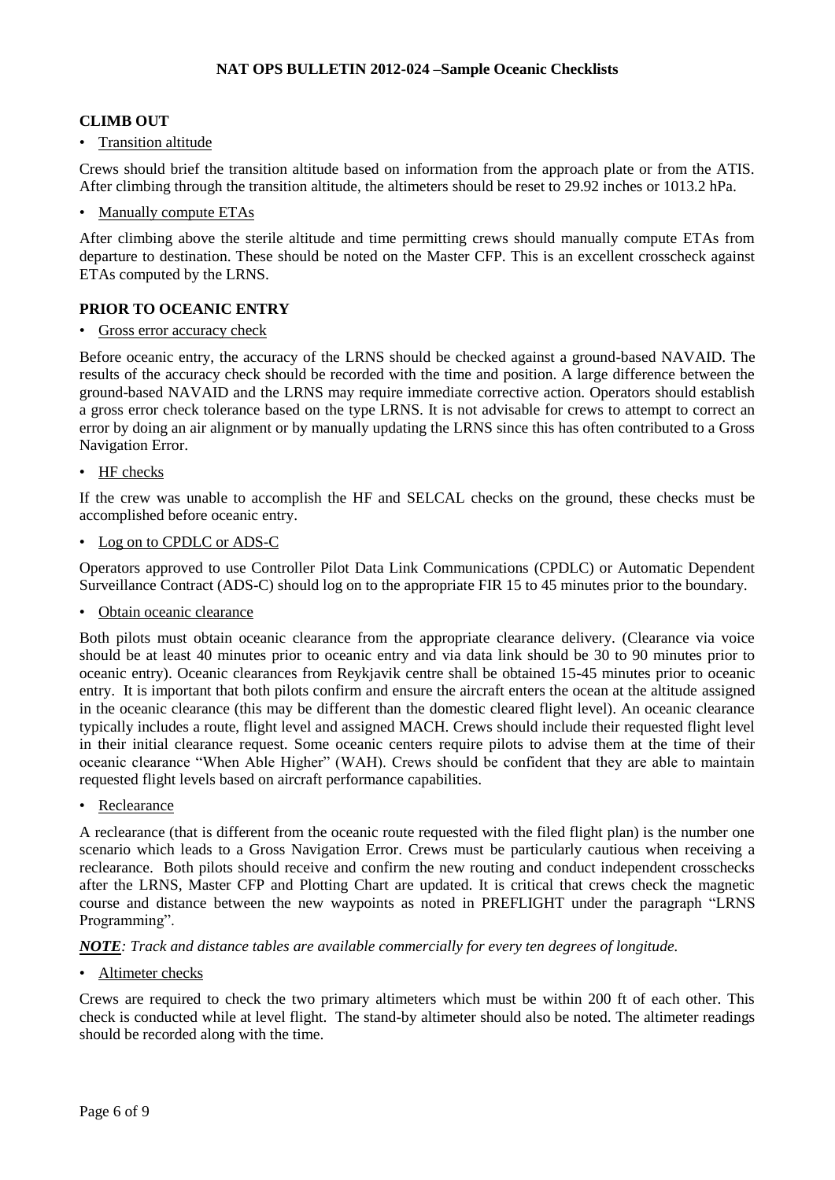## CLIMB OUT

- Transition altitude

Crews should brief the transition altitude based on information from the approach plate or from the ATIS. After climbing through the transition altitude, the altimeters should be reset to 29.92 inches or 1013.2 hPa.

- Manually compute ETAs

After climbing above the sterile altitude and time permitting crews should manually compute ETAs from departure to destination. These should be noted on the Master CFP. This is an excellent crosscheck against ETAs computed by the LRNS.

## PRIOR TO OCEANIC ENTRY

- Gross error accuracy check

Before oceanic entry, the accuracy of the LRNS should be checked against a ground-based NAVAID. The results of the accuracy check should be recorded with the time and position. A large difference between the ground-based NAVAID and the LRNS may require immediate corrective action. Operators should establish a gross error check tolerance based on the type LRNS. It is not advisable for crews to attempt to correct an error by doing an air alignment or by manually updating the LRNS since this has often contributed to a Gross Navigation Error.

- HF checks

If the crew was unable to accomplish the HF and SELCAL checks on the ground, these checks must be accomplished before oceanic entry.

- Log on to CPDLC or ADS-C

Operators approved to use Controller Pilot Data Link Communications (CPDLC) or Automatic Dependent Surveillance Contract (ADS-C) should log on to the appropriate FIR 15 to 45 minutes prior to the boundary.

- Obtain oceanic clearance

Both pilots must obtain oceanic clearance from the appropriate clearance delivery. (Clearance via voice should be at least 40 minutes prior to oceanic entry and via data link should be 30 to 90 minutes prior to oceanic entry). Oceanic clearances from Reykjavik centre shall be obtained 15-45 minutes prior to oceanic entry. It is important that both pilots confirm and ensure the aircraft enters the ocean at the altitude assigned in the oceanic clearance (this may be different than the domestic cleared flight level). An oceanic clearance typically includes a route, flight level and assigned MACH. Crews should include their requested flight level in their initial clearance request. Some oceanic centers require pilots to advise them at the time of their oceanic clearance "When Able Higher" (WAH). Crews should be confident that they are able to maintain requested flight levels based on aircraft performance capabilities.

- Reclearance

A reclearance (that is different from the oceanic route requested with the filed flight plan) is the number one scenario which leads to a Gross Navigation Error. Crews must be particularly cautious when receiving a reclearance. Both pilots should receive and confirm the new routing and conduct independent crosschecks after the LRNS, Master CFP and Plotting Chart are updated. It is critical that crews check the magnetic course and distance between the new waypoints as noted in PREFLIGHT under the paragraph "LRNS Programming".

***NOTE****: Track and distance tables are available commercially for every ten degrees of longitude.*

- Altimeter checks

Crews are required to check the two primary altimeters which must be within 200 ft of each other. This check is conducted while at level flight. The stand-by altimeter should also be noted. The altimeter readings should be recorded along with the time.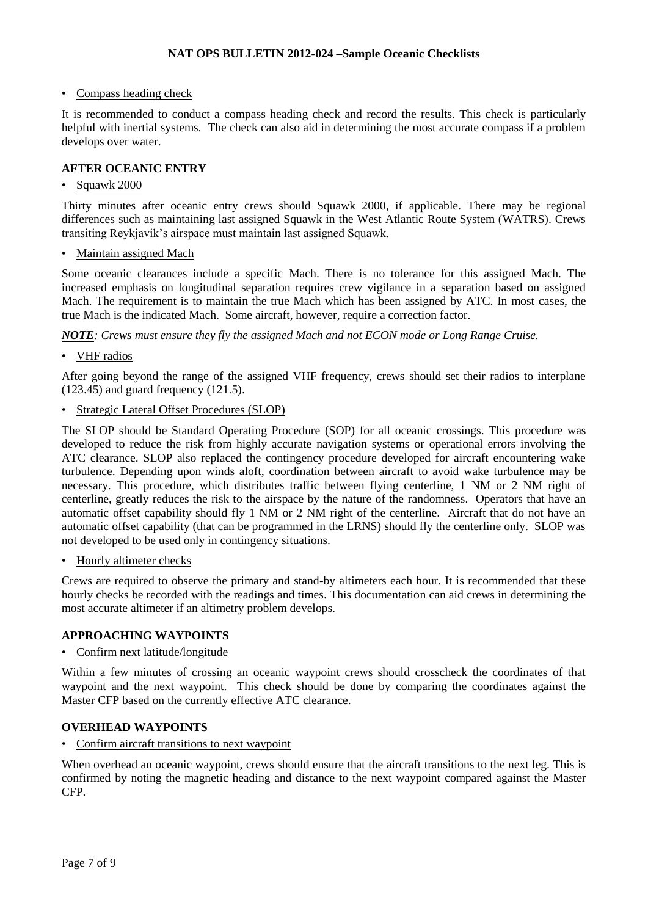- Compass heading check

It is recommended to conduct a compass heading check and record the results. This check is particularly helpful with inertial systems. The check can also aid in determining the most accurate compass if a problem develops over water.

### AFTER OCEANIC ENTRY

- Squawk 2000

Thirty minutes after oceanic entry crews should Squawk 2000, if applicable. There may be regional differences such as maintaining last assigned Squawk in the West Atlantic Route System (WATRS). Crews transiting Reykjavik's airspace must maintain last assigned Squawk.

- Maintain assigned Mach

Some oceanic clearances include a specific Mach. There is no tolerance for this assigned Mach. The increased emphasis on longitudinal separation requires crew vigilance in a separation based on assigned Mach. The requirement is to maintain the true Mach which has been assigned by ATC. In most cases, the true Mach is the indicated Mach. Some aircraft, however, require a correction factor.

***NOTE**: Crews must ensure they fly the assigned Mach and not ECON mode or Long Range Cruise.*

- VHF radios

After going beyond the range of the assigned VHF frequency, crews should set their radios to interplane (123.45) and guard frequency (121.5).

- Strategic Lateral Offset Procedures (SLOP)

The SLOP should be Standard Operating Procedure (SOP) for all oceanic crossings. This procedure was developed to reduce the risk from highly accurate navigation systems or operational errors involving the ATC clearance. SLOP also replaced the contingency procedure developed for aircraft encountering wake turbulence. Depending upon winds aloft, coordination between aircraft to avoid wake turbulence may be necessary. This procedure, which distributes traffic between flying centerline, 1 NM or 2 NM right of centerline, greatly reduces the risk to the airspace by the nature of the randomness. Operators that have an automatic offset capability should fly 1 NM or 2 NM right of the centerline. Aircraft that do not have an automatic offset capability (that can be programmed in the LRNS) should fly the centerline only. SLOP was not developed to be used only in contingency situations.

- Hourly altimeter checks

Crews are required to observe the primary and stand-by altimeters each hour. It is recommended that these hourly checks be recorded with the readings and times. This documentation can aid crews in determining the most accurate altimeter if an altimetry problem develops.

### APPROACHING WAYPOINTS

- Confirm next latitude/longitude

Within a few minutes of crossing an oceanic waypoint crews should crosscheck the coordinates of that waypoint and the next waypoint. This check should be done by comparing the coordinates against the Master CFP based on the currently effective ATC clearance.

### OVERHEAD WAYPOINTS

- Confirm aircraft transitions to next waypoint

When overhead an oceanic waypoint, crews should ensure that the aircraft transitions to the next leg. This is confirmed by noting the magnetic heading and distance to the next waypoint compared against the Master CFP.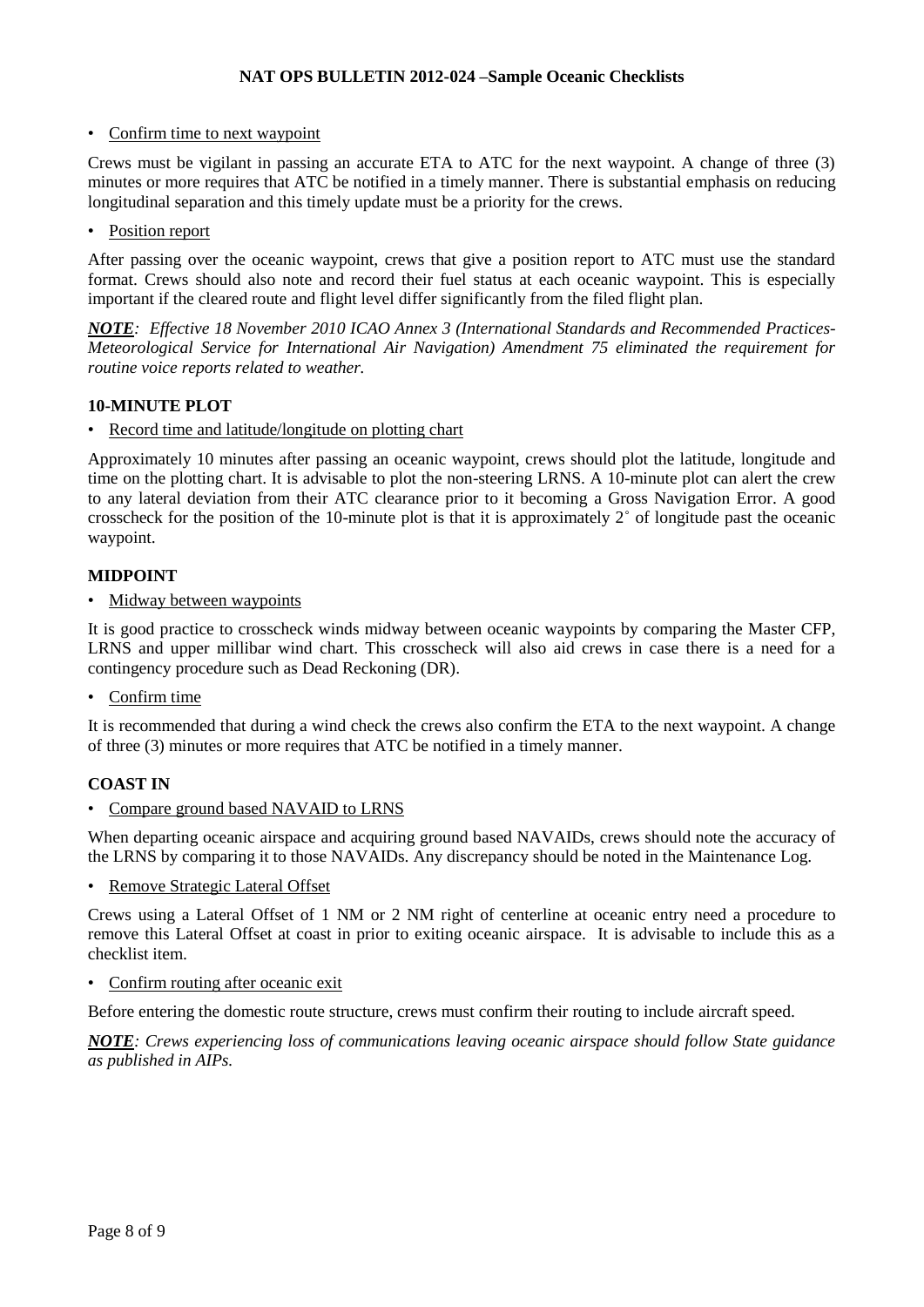- Confirm time to next waypoint

Crews must be vigilant in passing an accurate ETA to ATC for the next waypoint. A change of three (3) minutes or more requires that ATC be notified in a timely manner. There is substantial emphasis on reducing longitudinal separation and this timely update must be a priority for the crews.

- Position report

After passing over the oceanic waypoint, crews that give a position report to ATC must use the standard format. Crews should also note and record their fuel status at each oceanic waypoint. This is especially important if the cleared route and flight level differ significantly from the filed flight plan.

***NOTE**: Effective 18 November 2010 ICAO Annex 3 (International Standards and Recommended Practices-Meteorological Service for International Air Navigation) Amendment 75 eliminated the requirement for routine voice reports related to weather.*

**10-MINUTE PLOT**

- Record time and latitude/longitude on plotting chart

Approximately 10 minutes after passing an oceanic waypoint, crews should plot the latitude, longitude and time on the plotting chart. It is advisable to plot the non-steering LRNS. A 10-minute plot can alert the crew to any lateral deviation from their ATC clearance prior to it becoming a Gross Navigation Error. A good crosscheck for the position of the 10-minute plot is that it is approximately 2˚ of longitude past the oceanic waypoint.

**MIDPOINT**

- Midway between waypoints

It is good practice to crosscheck winds midway between oceanic waypoints by comparing the Master CFP, LRNS and upper millibar wind chart. This crosscheck will also aid crews in case there is a need for a contingency procedure such as Dead Reckoning (DR).

- Confirm time

It is recommended that during a wind check the crews also confirm the ETA to the next waypoint. A change of three (3) minutes or more requires that ATC be notified in a timely manner.

**COAST IN**

- Compare ground based NAVAID to LRNS

When departing oceanic airspace and acquiring ground based NAVAIDs, crews should note the accuracy of the LRNS by comparing it to those NAVAIDs. Any discrepancy should be noted in the Maintenance Log.

- Remove Strategic Lateral Offset

Crews using a Lateral Offset of 1 NM or 2 NM right of centerline at oceanic entry need a procedure to remove this Lateral Offset at coast in prior to exiting oceanic airspace. It is advisable to include this as a checklist item.

- Confirm routing after oceanic exit

Before entering the domestic route structure, crews must confirm their routing to include aircraft speed.

***NOTE**: Crews experiencing loss of communications leaving oceanic airspace should follow State guidance as published in AIPs.*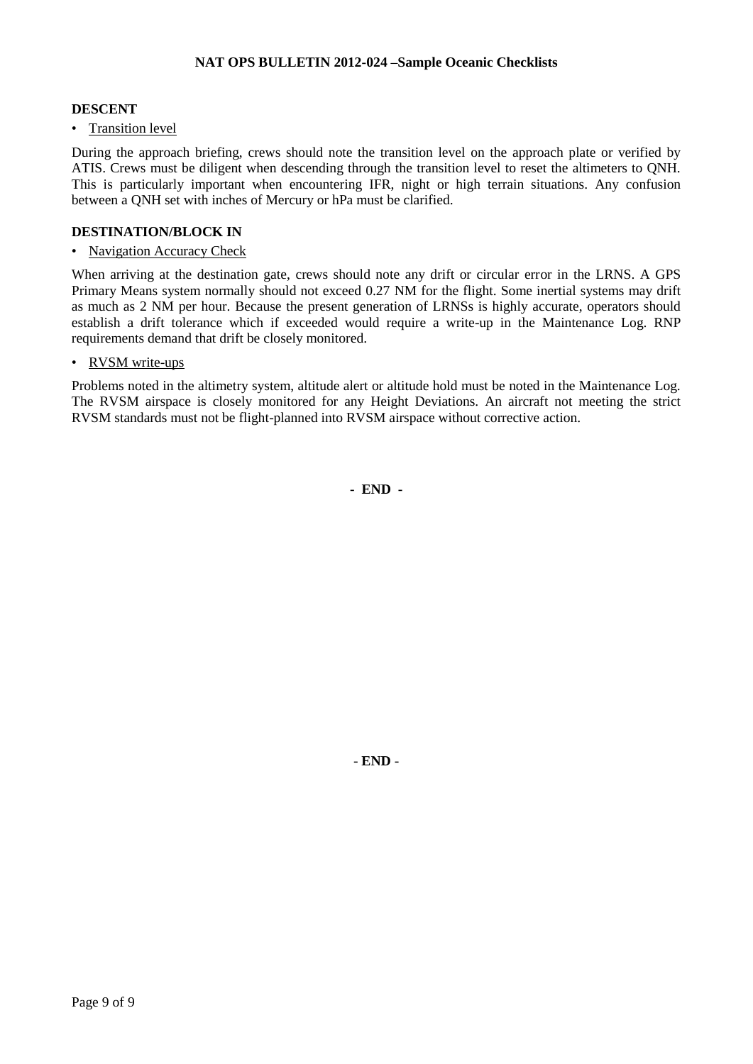**DESCENT**

- Transition level

During the approach briefing, crews should note the transition level on the approach plate or verified by ATIS. Crews must be diligent when descending through the transition level to reset the altimeters to QNH. This is particularly important when encountering IFR, night or high terrain situations. Any confusion between a QNH set with inches of Mercury or hPa must be clarified.

**DESTINATION/BLOCK IN**

- Navigation Accuracy Check

When arriving at the destination gate, crews should note any drift or circular error in the LRNS. A GPS Primary Means system normally should not exceed 0.27 NM for the flight. Some inertial systems may drift as much as 2 NM per hour. Because the present generation of LRNSs is highly accurate, operators should establish a drift tolerance which if exceeded would require a write-up in the Maintenance Log. RNP requirements demand that drift be closely monitored.

- RVSM write-ups

Problems noted in the altimetry system, altitude alert or altitude hold must be noted in the Maintenance Log. The RVSM airspace is closely monitored for any Height Deviations. An aircraft not meeting the strict RVSM standards must not be flight-planned into RVSM airspace without corrective action.

**- END -**

**- END -**